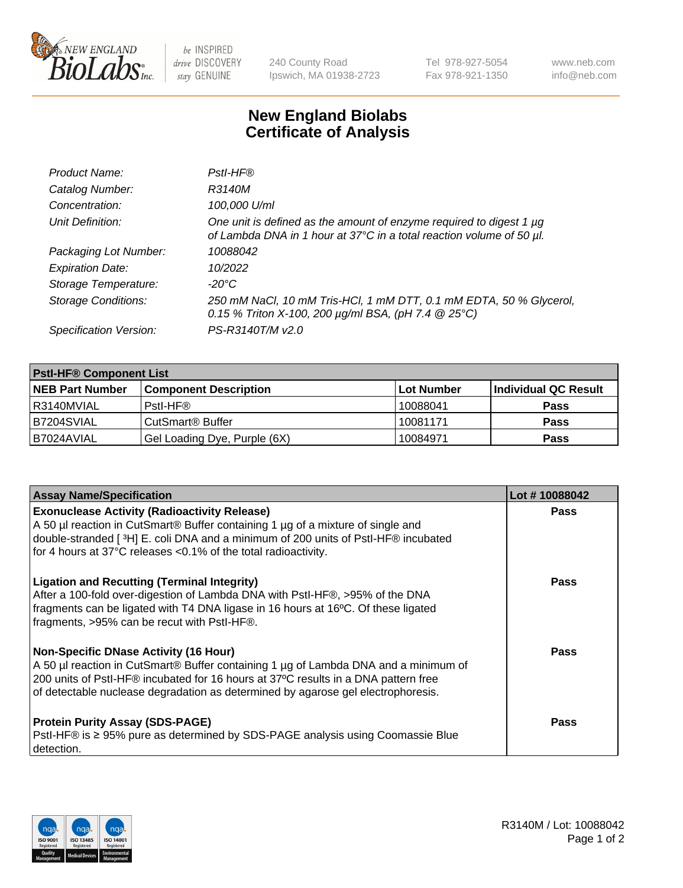240 County Road
Ipswich, MA 01938-2723

Tel 978-927-5054
Fax 978-921-1350

www.neb.com
info@neb.com

# New England Biolabs
# Certificate of Analysis

| | |
|---|---|
| *Product Name:* | *PstI-HF®* |
| *Catalog Number:* | *R3140M* |
| *Concentration:* | *100,000 U/ml* |
| *Unit Definition:* | *One unit is defined as the amount of enzyme required to digest 1 µg of Lambda DNA in 1 hour at 37°C in a total reaction volume of 50 µl.* |
| *Packaging Lot Number:* | *10088042* |
| *Expiration Date:* | *10/2022* |
| *Storage Temperature:* | *-20°C* |
| *Storage Conditions:* | *250 mM NaCl, 10 mM Tris-HCl, 1 mM DTT, 0.1 mM EDTA, 50 % Glycerol, 0.15 % Triton X-100, 200 µg/ml BSA, (pH 7.4 @ 25°C)* |
| *Specification Version:* | *PS-R3140T/M v2.0* |

| PstI-HF® Component List | | | |
|---|---|---|---|
| **NEB Part Number** | **Component Description** | **Lot Number** | **Individual QC Result** |
| R3140MVIAL | PstI-HF® | 10088041 | **Pass** |
| B7204SVIAL | CutSmart® Buffer | 10081171 | **Pass** |
| B7024AVIAL | Gel Loading Dye, Purple (6X) | 10084971 | **Pass** |

| Assay Name/Specification | Lot # 10088042 |
|---|---|
| **Exonuclease Activity (Radioactivity Release)**<br>A 50 µl reaction in CutSmart® Buffer containing 1 µg of a mixture of single and double-stranded [ $^3$H] E. coli DNA and a minimum of 200 units of PstI-HF® incubated for 4 hours at 37°C releases <0.1% of the total radioactivity. | **Pass** |
| **Ligation and Recutting (Terminal Integrity)**<br>After a 100-fold over-digestion of Lambda DNA with PstI-HF®, >95% of the DNA fragments can be ligated with T4 DNA ligase in 16 hours at 16ºC. Of these ligated fragments, >95% can be recut with PstI-HF®. | **Pass** |
| **Non-Specific DNase Activity (16 Hour)**<br>A 50 µl reaction in CutSmart® Buffer containing 1 µg of Lambda DNA and a minimum of 200 units of PstI-HF® incubated for 16 hours at 37ºC results in a DNA pattern free of detectable nuclease degradation as determined by agarose gel electrophoresis. | **Pass** |
| **Protein Purity Assay (SDS-PAGE)**<br>PstI-HF® is ≥ 95% pure as determined by SDS-PAGE analysis using Coomassie Blue detection. | **Pass** |

R3140M / Lot: 10088042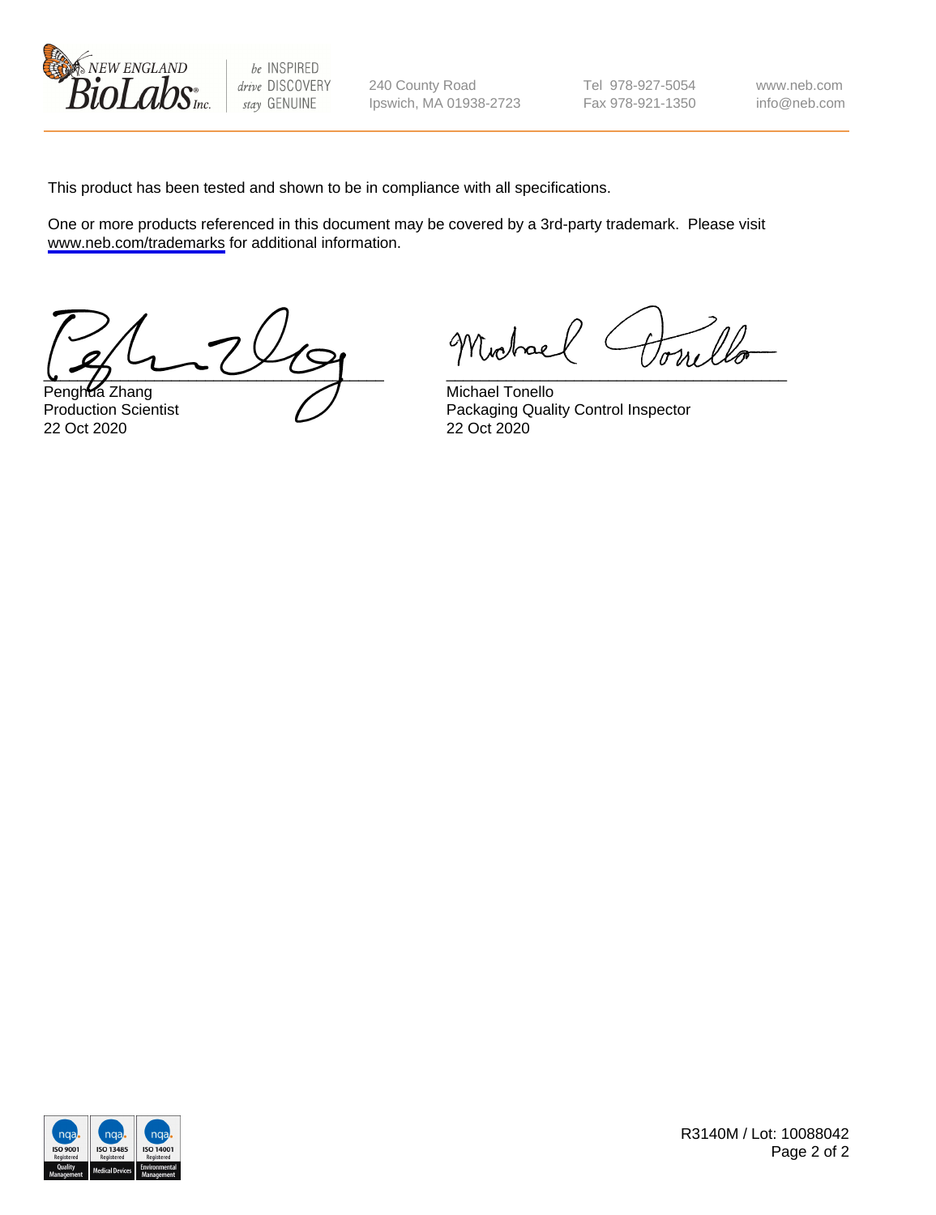This product has been tested and shown to be in compliance with all specifications.

One or more products referenced in this document may be covered by a 3rd-party trademark. Please visit www.neb.com/trademarks for additional information.

Penghua Zhang
Production Scientist
22 Oct 2020

Michael Tonello
Packaging Quality Control Inspector
22 Oct 2020

R3140M / Lot: 10088042